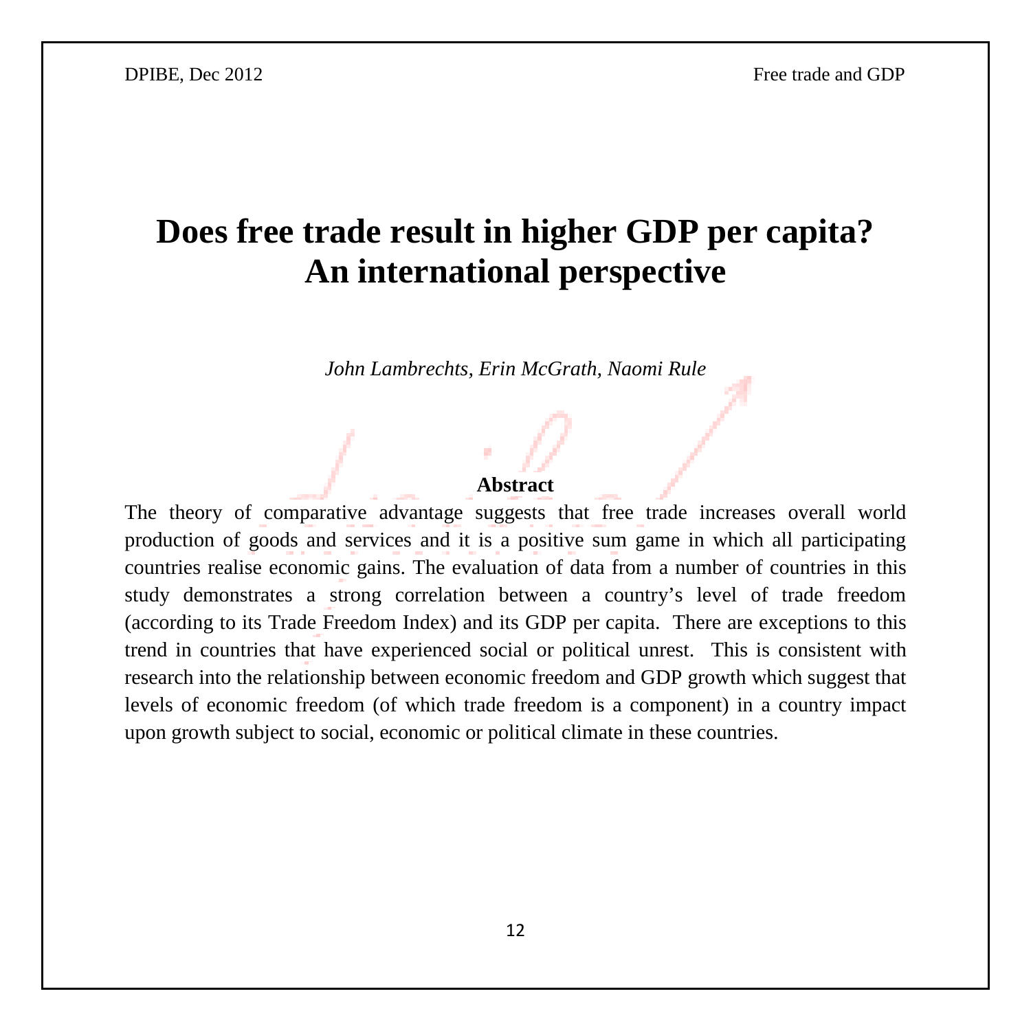# Does free trade result in higher GDP per capita? An international perspective

*John Lambrechts, Erin McGrath, Naomi Rule*

**Abstract**

The theory of comparative advantage suggests that free trade increases overall world production of goods and services and it is a positive sum game in which all participating countries realise economic gains. The evaluation of data from a number of countries in this study demonstrates a strong correlation between a country's level of trade freedom (according to its Trade Freedom Index) and its GDP per capita. There are exceptions to this trend in countries that have experienced social or political unrest. This is consistent with research into the relationship between economic freedom and GDP growth which suggest that levels of economic freedom (of which trade freedom is a component) in a country impact upon growth subject to social, economic or political climate in these countries.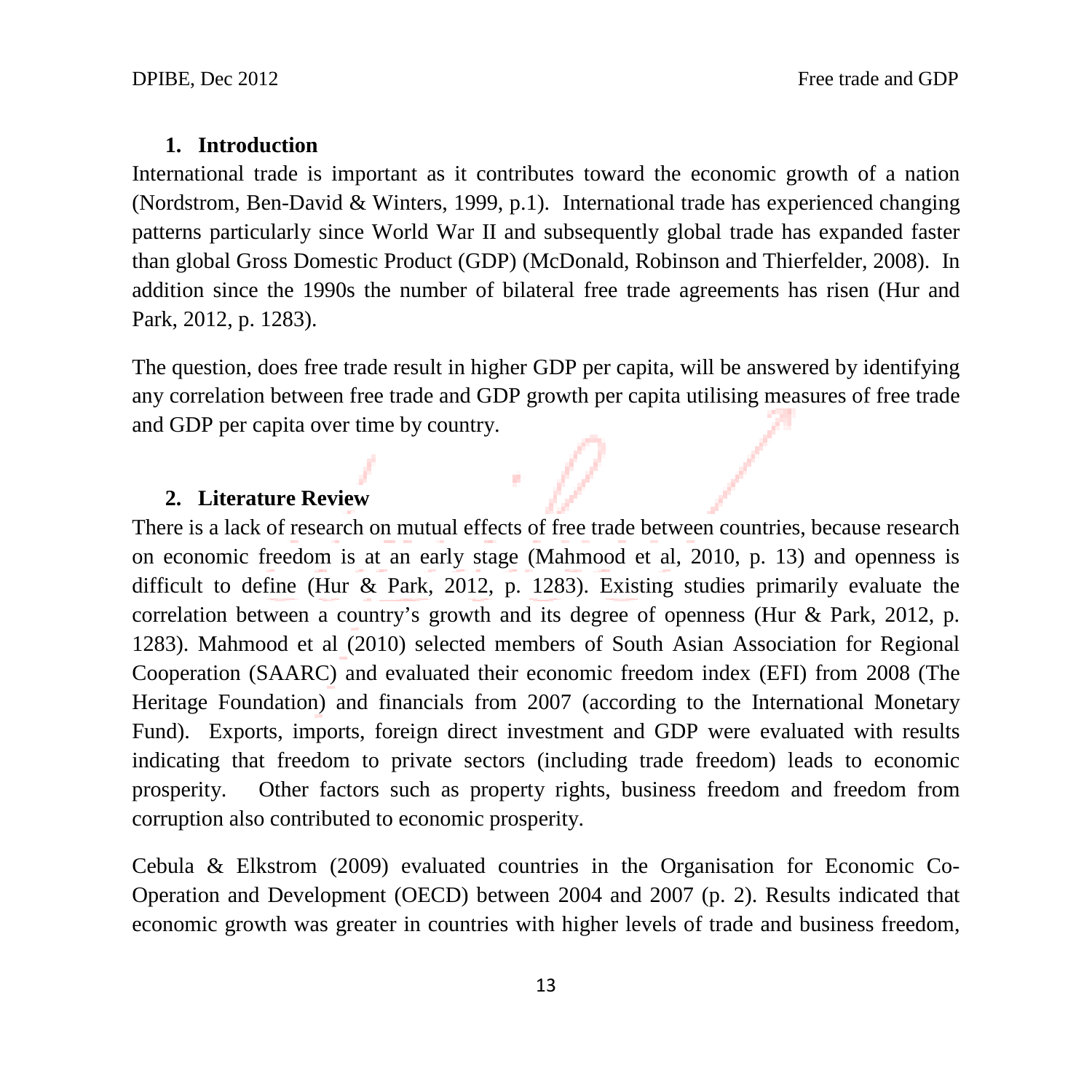## 1. Introduction

International trade is important as it contributes toward the economic growth of a nation (Nordstrom, Ben-David & Winters, 1999, p.1). International trade has experienced changing patterns particularly since World War II and subsequently global trade has expanded faster than global Gross Domestic Product (GDP) (McDonald, Robinson and Thierfelder, 2008). In addition since the 1990s the number of bilateral free trade agreements has risen (Hur and Park, 2012, p. 1283).

The question, does free trade result in higher GDP per capita, will be answered by identifying any correlation between free trade and GDP growth per capita utilising measures of free trade and GDP per capita over time by country.

## 2. Literature Review

There is a lack of research on mutual effects of free trade between countries, because research on economic freedom is at an early stage (Mahmood et al, 2010, p. 13) and openness is difficult to define (Hur & Park, 2012, p. 1283). Existing studies primarily evaluate the correlation between a country's growth and its degree of openness (Hur & Park, 2012, p. 1283). Mahmood et al (2010) selected members of South Asian Association for Regional Cooperation (SAARC) and evaluated their economic freedom index (EFI) from 2008 (The Heritage Foundation) and financials from 2007 (according to the International Monetary Fund). Exports, imports, foreign direct investment and GDP were evaluated with results indicating that freedom to private sectors (including trade freedom) leads to economic prosperity. Other factors such as property rights, business freedom and freedom from corruption also contributed to economic prosperity.

Cebula & Elkstrom (2009) evaluated countries in the Organisation for Economic Co-Operation and Development (OECD) between 2004 and 2007 (p. 2). Results indicated that economic growth was greater in countries with higher levels of trade and business freedom,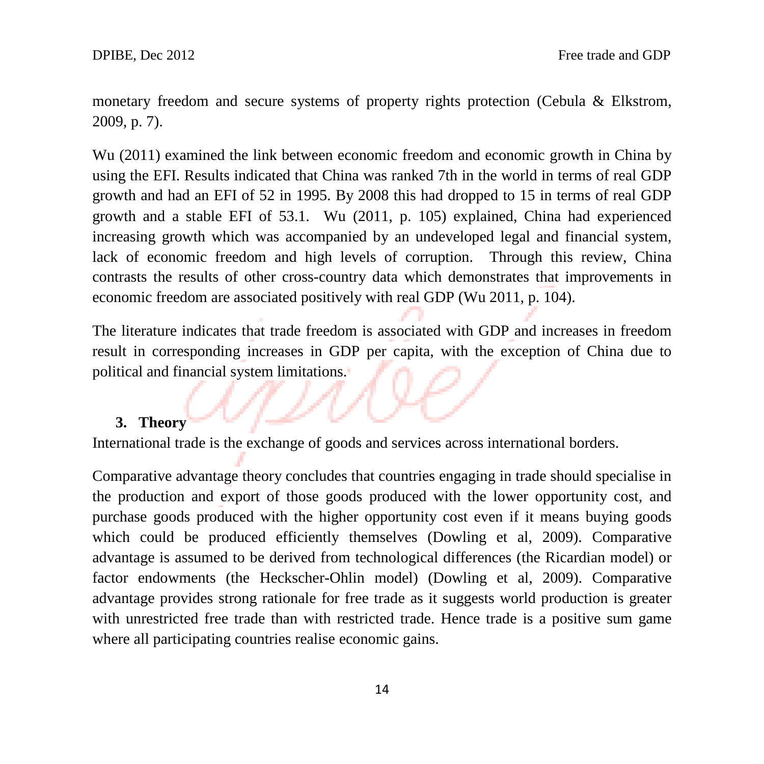monetary freedom and secure systems of property rights protection (Cebula & Elkstrom, 2009, p. 7).

Wu (2011) examined the link between economic freedom and economic growth in China by using the EFI. Results indicated that China was ranked 7th in the world in terms of real GDP growth and had an EFI of 52 in 1995. By 2008 this had dropped to 15 in terms of real GDP growth and a stable EFI of 53.1. Wu (2011, p. 105) explained, China had experienced increasing growth which was accompanied by an undeveloped legal and financial system, lack of economic freedom and high levels of corruption. Through this review, China contrasts the results of other cross-country data which demonstrates that improvements in economic freedom are associated positively with real GDP (Wu 2011, p. 104).

The literature indicates that trade freedom is associated with GDP and increases in freedom result in corresponding increases in GDP per capita, with the exception of China due to political and financial system limitations.

## 3. Theory

International trade is the exchange of goods and services across international borders.

Comparative advantage theory concludes that countries engaging in trade should specialise in the production and export of those goods produced with the lower opportunity cost, and purchase goods produced with the higher opportunity cost even if it means buying goods which could be produced efficiently themselves (Dowling et al, 2009). Comparative advantage is assumed to be derived from technological differences (the Ricardian model) or factor endowments (the Heckscher-Ohlin model) (Dowling et al, 2009). Comparative advantage provides strong rationale for free trade as it suggests world production is greater with unrestricted free trade than with restricted trade. Hence trade is a positive sum game where all participating countries realise economic gains.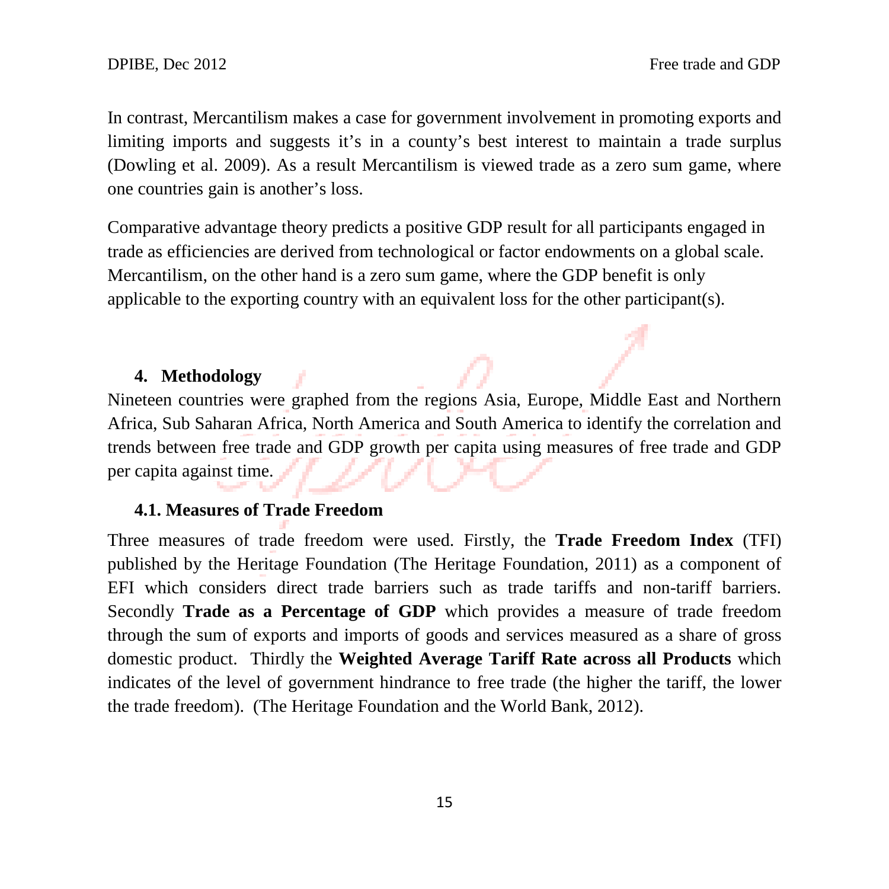In contrast, Mercantilism makes a case for government involvement in promoting exports and limiting imports and suggests it's in a county's best interest to maintain a trade surplus (Dowling et al. 2009). As a result Mercantilism is viewed trade as a zero sum game, where one countries gain is another's loss.

Comparative advantage theory predicts a positive GDP result for all participants engaged in trade as efficiencies are derived from technological or factor endowments on a global scale. Mercantilism, on the other hand is a zero sum game, where the GDP benefit is only applicable to the exporting country with an equivalent loss for the other participant(s).

## 4. Methodology

Nineteen countries were graphed from the regions Asia, Europe, Middle East and Northern Africa, Sub Saharan Africa, North America and South America to identify the correlation and trends between free trade and GDP growth per capita using measures of free trade and GDP per capita against time.

### 4.1. Measures of Trade Freedom

Three measures of trade freedom were used. Firstly, the **Trade Freedom Index** (TFI) published by the Heritage Foundation (The Heritage Foundation, 2011) as a component of EFI which considers direct trade barriers such as trade tariffs and non-tariff barriers. Secondly **Trade as a Percentage of GDP** which provides a measure of trade freedom through the sum of exports and imports of goods and services measured as a share of gross domestic product. Thirdly the **Weighted Average Tariff Rate across all Products** which indicates of the level of government hindrance to free trade (the higher the tariff, the lower the trade freedom). (The Heritage Foundation and the World Bank, 2012).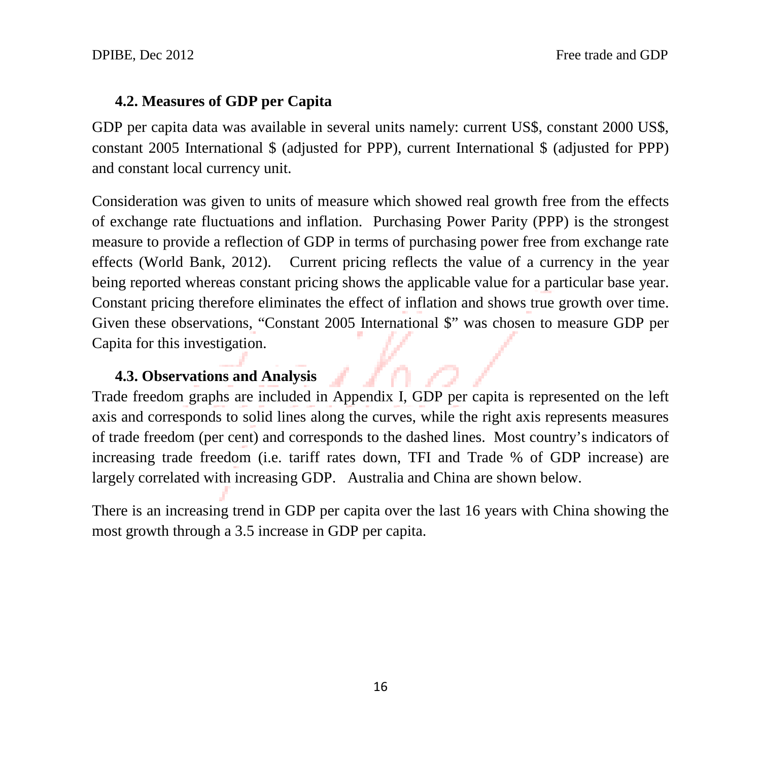### 4.2. Measures of GDP per Capita

GDP per capita data was available in several units namely: current US$, constant 2000 US$, constant 2005 International $ (adjusted for PPP), current International $ (adjusted for PPP) and constant local currency unit.

Consideration was given to units of measure which showed real growth free from the effects of exchange rate fluctuations and inflation. Purchasing Power Parity (PPP) is the strongest measure to provide a reflection of GDP in terms of purchasing power free from exchange rate effects (World Bank, 2012). Current pricing reflects the value of a currency in the year being reported whereas constant pricing shows the applicable value for a particular base year. Constant pricing therefore eliminates the effect of inflation and shows true growth over time. Given these observations, "Constant 2005 International $" was chosen to measure GDP per Capita for this investigation.

### 4.3. Observations and Analysis

Trade freedom graphs are included in Appendix I, GDP per capita is represented on the left axis and corresponds to solid lines along the curves, while the right axis represents measures of trade freedom (per cent) and corresponds to the dashed lines. Most country's indicators of increasing trade freedom (i.e. tariff rates down, TFI and Trade % of GDP increase) are largely correlated with increasing GDP. Australia and China are shown below.

There is an increasing trend in GDP per capita over the last 16 years with China showing the most growth through a 3.5 increase in GDP per capita.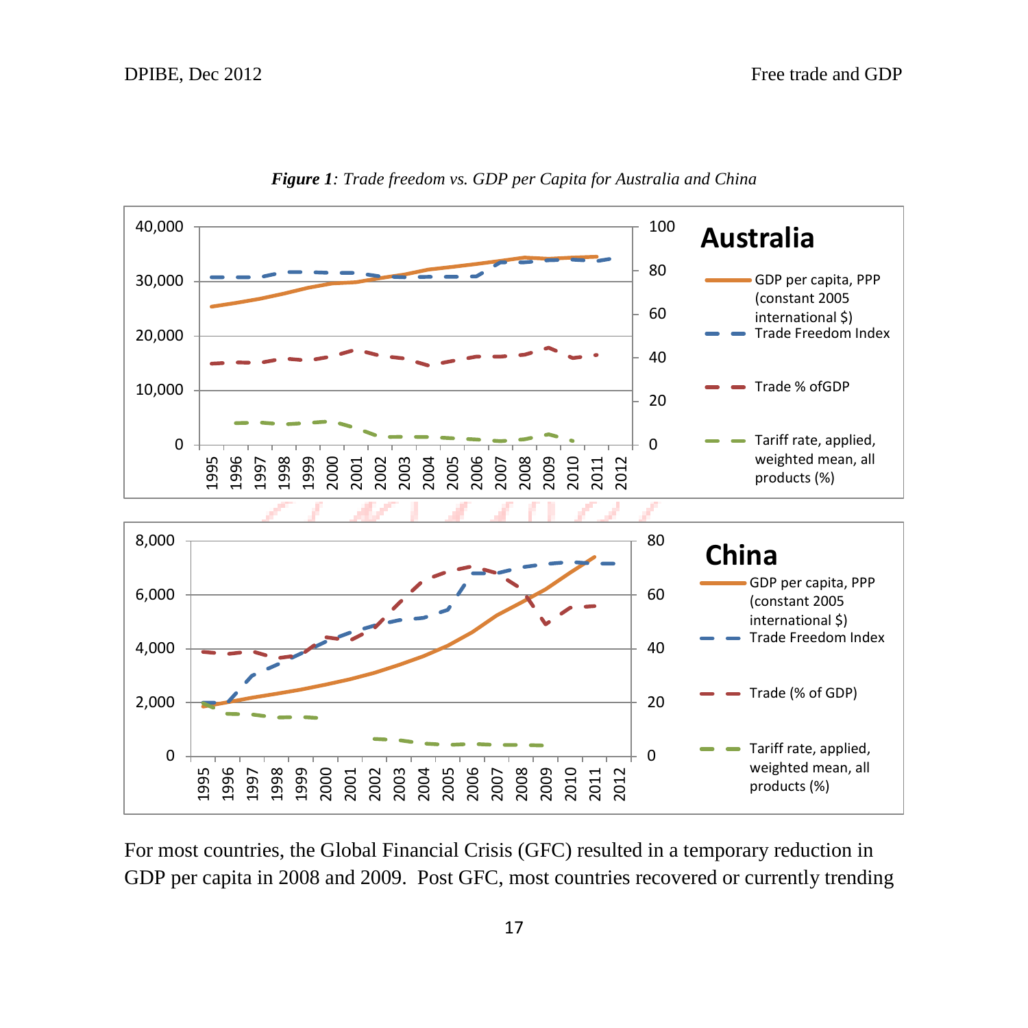***Figure 1**: Trade freedom vs. GDP per Capita for Australia and China*

For most countries, the Global Financial Crisis (GFC) resulted in a temporary reduction in GDP per capita in 2008 and 2009. Post GFC, most countries recovered or currently trending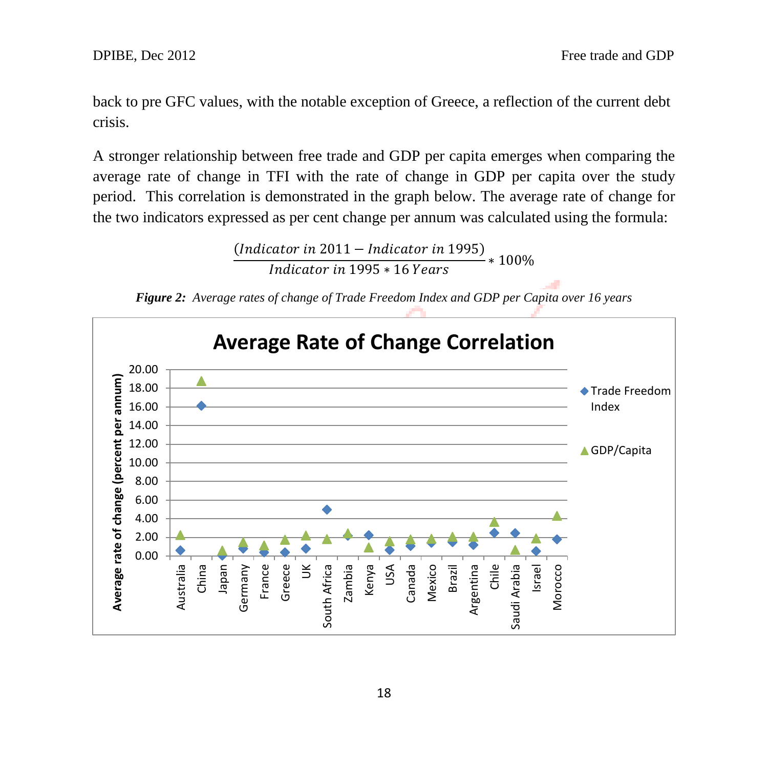back to pre GFC values, with the notable exception of Greece, a reflection of the current debt crisis.

A stronger relationship between free trade and GDP per capita emerges when comparing the average rate of change in TFI with the rate of change in GDP per capita over the study period. This correlation is demonstrated in the graph below. The average rate of change for the two indicators expressed as per cent change per annum was calculated using the formula:

$$\frac{(Indicator\ in\ 2011 - Indicator\ in\ 1995)}{Indicator\ in\ 1995 * 16\ Years} * 100\%$$

***Figure 2:*** *Average rates of change of Trade Freedom Index and GDP per Capita over 16 years*

**Average Rate of Change Correlation**

Y-axis: Average rate of change (percent per annum), 0.00 to 20.00

Legend: Trade Freedom Index; GDP/Capita

Countries: Australia, China, Japan, Germany, France, Greece, UK, South Africa, Zambia, Kenya, USA, Canada, Mexico, Brazil, Argentina, Chile, Saudi Arabia, Israel, Morocco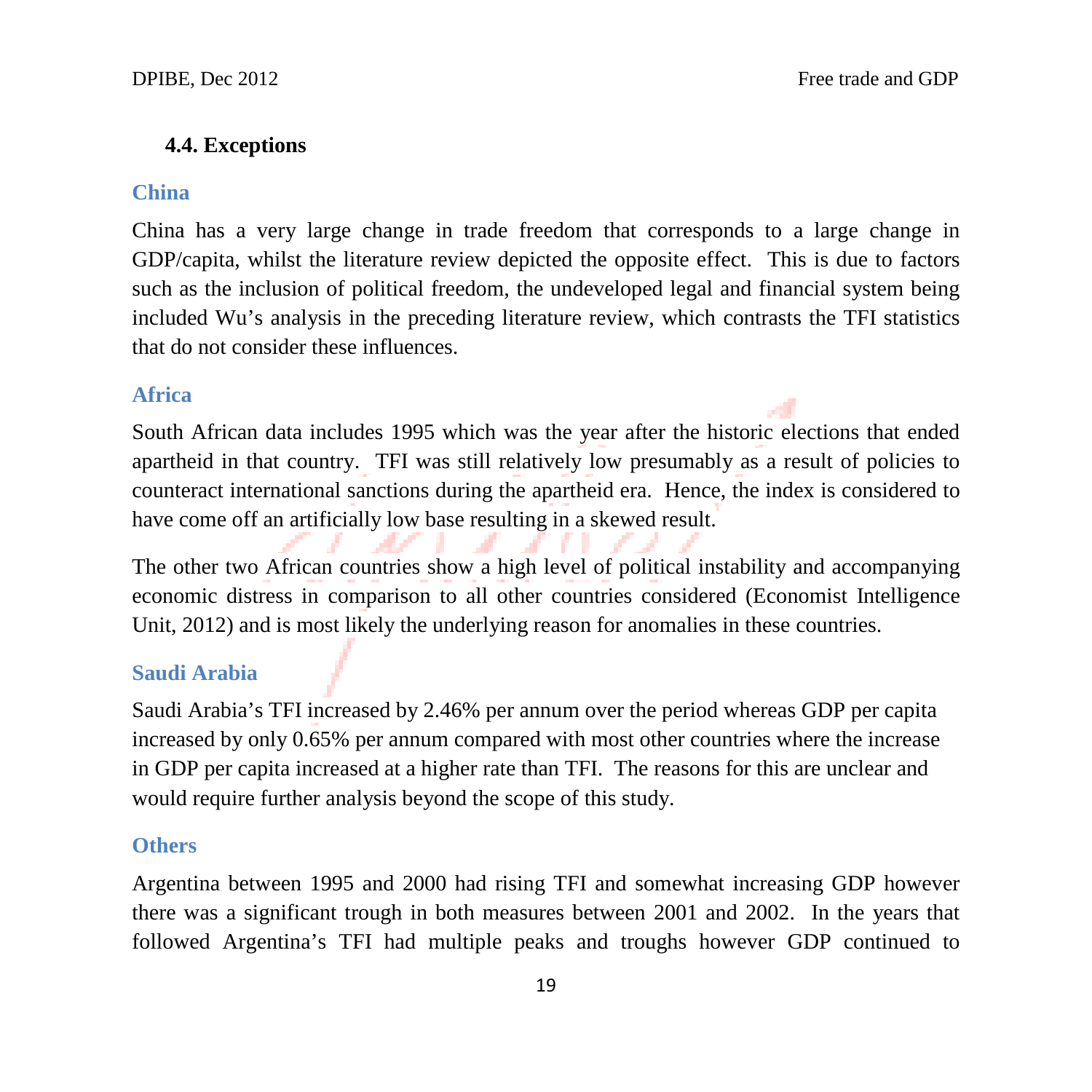### 4.4. Exceptions

#### China

China has a very large change in trade freedom that corresponds to a large change in GDP/capita, whilst the literature review depicted the opposite effect. This is due to factors such as the inclusion of political freedom, the undeveloped legal and financial system being included Wu's analysis in the preceding literature review, which contrasts the TFI statistics that do not consider these influences.

#### Africa

South African data includes 1995 which was the year after the historic elections that ended apartheid in that country. TFI was still relatively low presumably as a result of policies to counteract international sanctions during the apartheid era. Hence, the index is considered to have come off an artificially low base resulting in a skewed result.

The other two African countries show a high level of political instability and accompanying economic distress in comparison to all other countries considered (Economist Intelligence Unit, 2012) and is most likely the underlying reason for anomalies in these countries.

#### Saudi Arabia

Saudi Arabia's TFI increased by 2.46% per annum over the period whereas GDP per capita increased by only 0.65% per annum compared with most other countries where the increase in GDP per capita increased at a higher rate than TFI. The reasons for this are unclear and would require further analysis beyond the scope of this study.

#### Others

Argentina between 1995 and 2000 had rising TFI and somewhat increasing GDP however there was a significant trough in both measures between 2001 and 2002. In the years that followed Argentina's TFI had multiple peaks and troughs however GDP continued to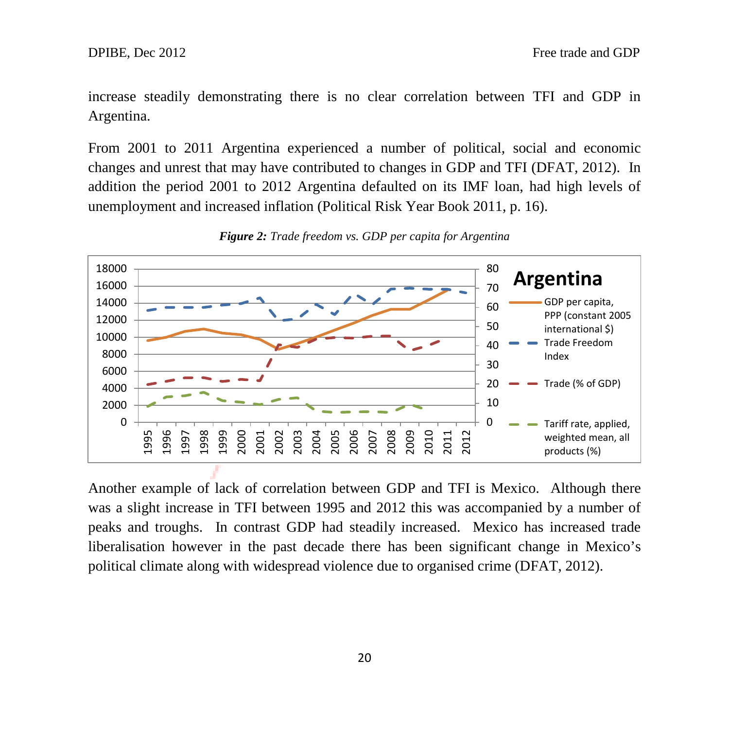increase steadily demonstrating there is no clear correlation between TFI and GDP in Argentina.

From 2001 to 2011 Argentina experienced a number of political, social and economic changes and unrest that may have contributed to changes in GDP and TFI (DFAT, 2012). In addition the period 2001 to 2012 Argentina defaulted on its IMF loan, had high levels of unemployment and increased inflation (Political Risk Year Book 2011, p. 16).

***Figure 2:*** *Trade freedom vs. GDP per capita for Argentina*

Another example of lack of correlation between GDP and TFI is Mexico. Although there was a slight increase in TFI between 1995 and 2012 this was accompanied by a number of peaks and troughs. In contrast GDP had steadily increased. Mexico has increased trade liberalisation however in the past decade there has been significant change in Mexico's political climate along with widespread violence due to organised crime (DFAT, 2012).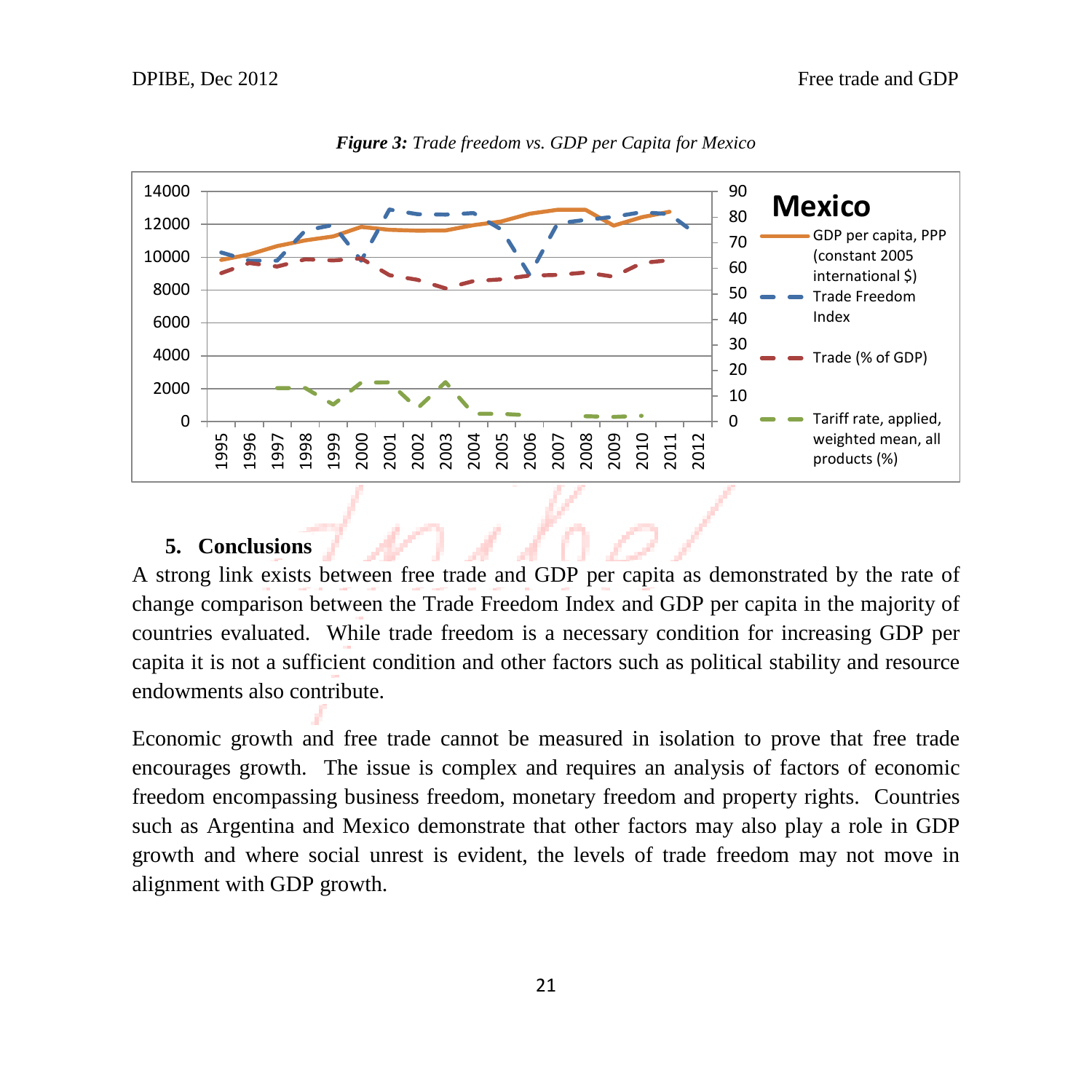***Figure 3:*** *Trade freedom vs. GDP per Capita for Mexico*

## 5. Conclusions

A strong link exists between free trade and GDP per capita as demonstrated by the rate of change comparison between the Trade Freedom Index and GDP per capita in the majority of countries evaluated. While trade freedom is a necessary condition for increasing GDP per capita it is not a sufficient condition and other factors such as political stability and resource endowments also contribute.

Economic growth and free trade cannot be measured in isolation to prove that free trade encourages growth. The issue is complex and requires an analysis of factors of economic freedom encompassing business freedom, monetary freedom and property rights. Countries such as Argentina and Mexico demonstrate that other factors may also play a role in GDP growth and where social unrest is evident, the levels of trade freedom may not move in alignment with GDP growth.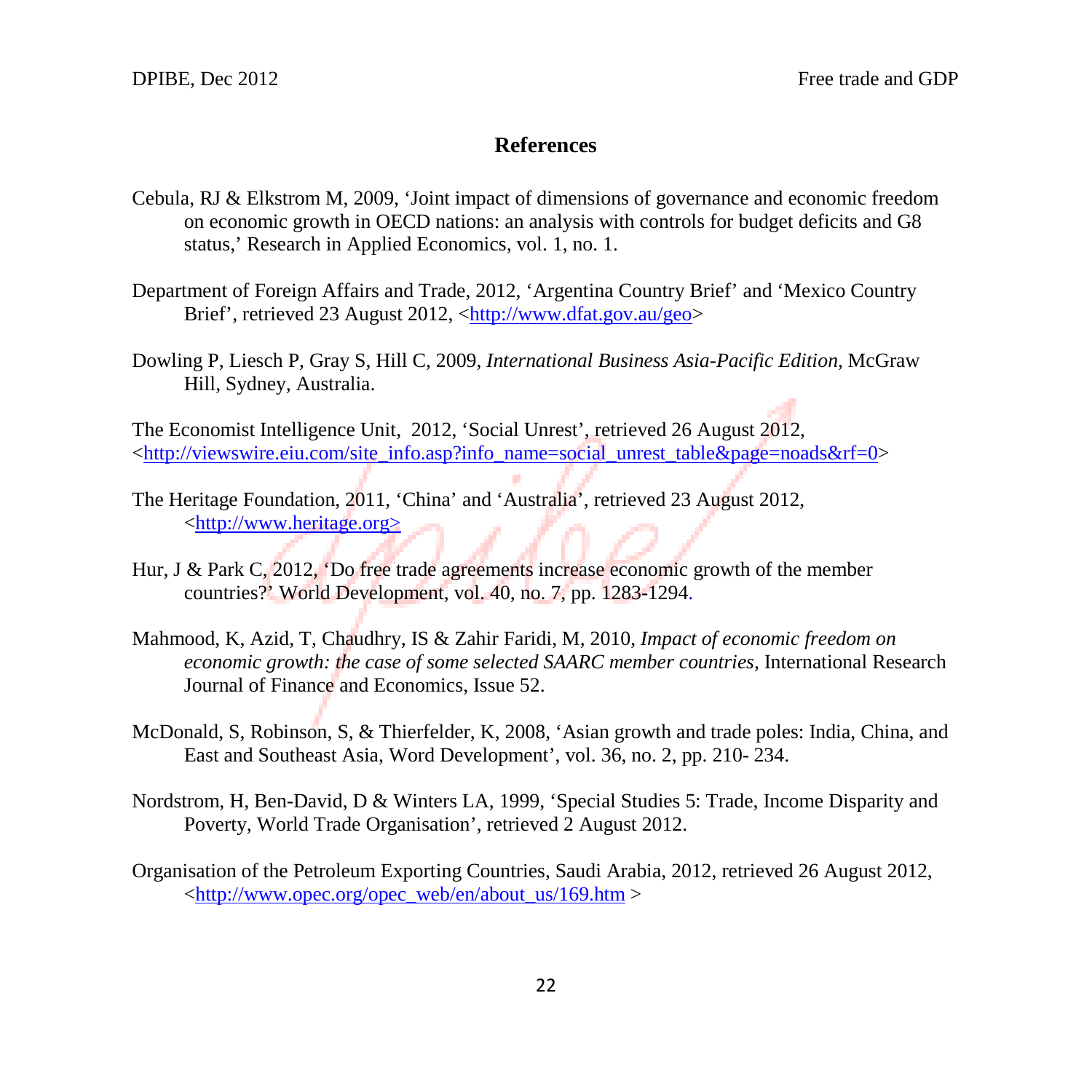## References

Cebula, RJ & Elkstrom M, 2009, 'Joint impact of dimensions of governance and economic freedom on economic growth in OECD nations: an analysis with controls for budget deficits and G8 status,' Research in Applied Economics, vol. 1, no. 1.

Department of Foreign Affairs and Trade, 2012, 'Argentina Country Brief' and 'Mexico Country Brief', retrieved 23 August 2012, <http://www.dfat.gov.au/geo>

Dowling P, Liesch P, Gray S, Hill C, 2009, *International Business Asia-Pacific Edition*, McGraw Hill, Sydney, Australia.

The Economist Intelligence Unit, 2012, 'Social Unrest', retrieved 26 August 2012, <http://viewswire.eiu.com/site_info.asp?info_name=social_unrest_table&page=noads&rf=0>

The Heritage Foundation, 2011, 'China' and 'Australia', retrieved 23 August 2012, <http://www.heritage.org>

Hur, J & Park C, 2012, 'Do free trade agreements increase economic growth of the member countries?' World Development, vol. 40, no. 7, pp. 1283-1294.

Mahmood, K, Azid, T, Chaudhry, IS & Zahir Faridi, M, 2010, *Impact of economic freedom on economic growth: the case of some selected SAARC member countries,* International Research Journal of Finance and Economics, Issue 52.

McDonald, S, Robinson, S, & Thierfelder, K, 2008, 'Asian growth and trade poles: India, China, and East and Southeast Asia, Word Development', vol. 36, no. 2, pp. 210- 234.

Nordstrom, H, Ben-David, D & Winters LA, 1999, 'Special Studies 5: Trade, Income Disparity and Poverty, World Trade Organisation', retrieved 2 August 2012.

Organisation of the Petroleum Exporting Countries, Saudi Arabia, 2012, retrieved 26 August 2012, <http://www.opec.org/opec_web/en/about_us/169.htm >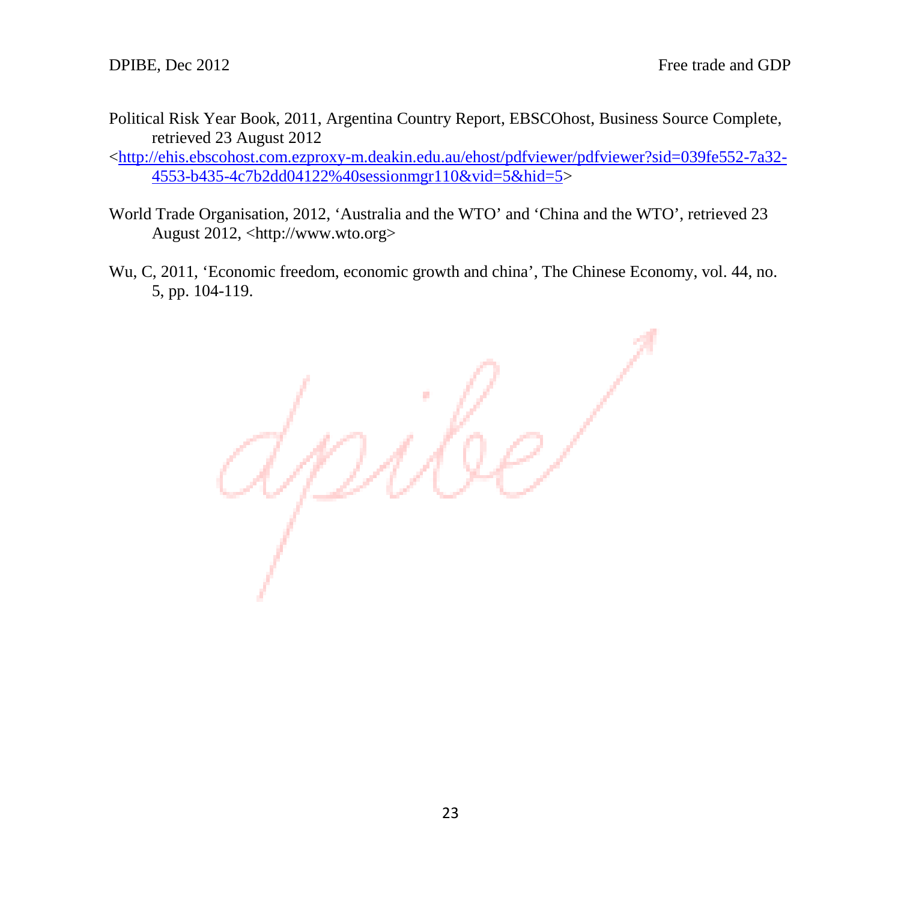Political Risk Year Book, 2011, Argentina Country Report, EBSCOhost, Business Source Complete, retrieved 23 August 2012 <http://ehis.ebscohost.com.ezproxy-m.deakin.edu.au/ehost/pdfviewer/pdfviewer?sid=039fe552-7a32-4553-b435-4c7b2dd04122%40sessionmgr110&vid=5&hid=5>

World Trade Organisation, 2012, 'Australia and the WTO' and 'China and the WTO', retrieved 23 August 2012, <http://www.wto.org>

Wu, C, 2011, 'Economic freedom, economic growth and china', The Chinese Economy, vol. 44, no. 5, pp. 104-119.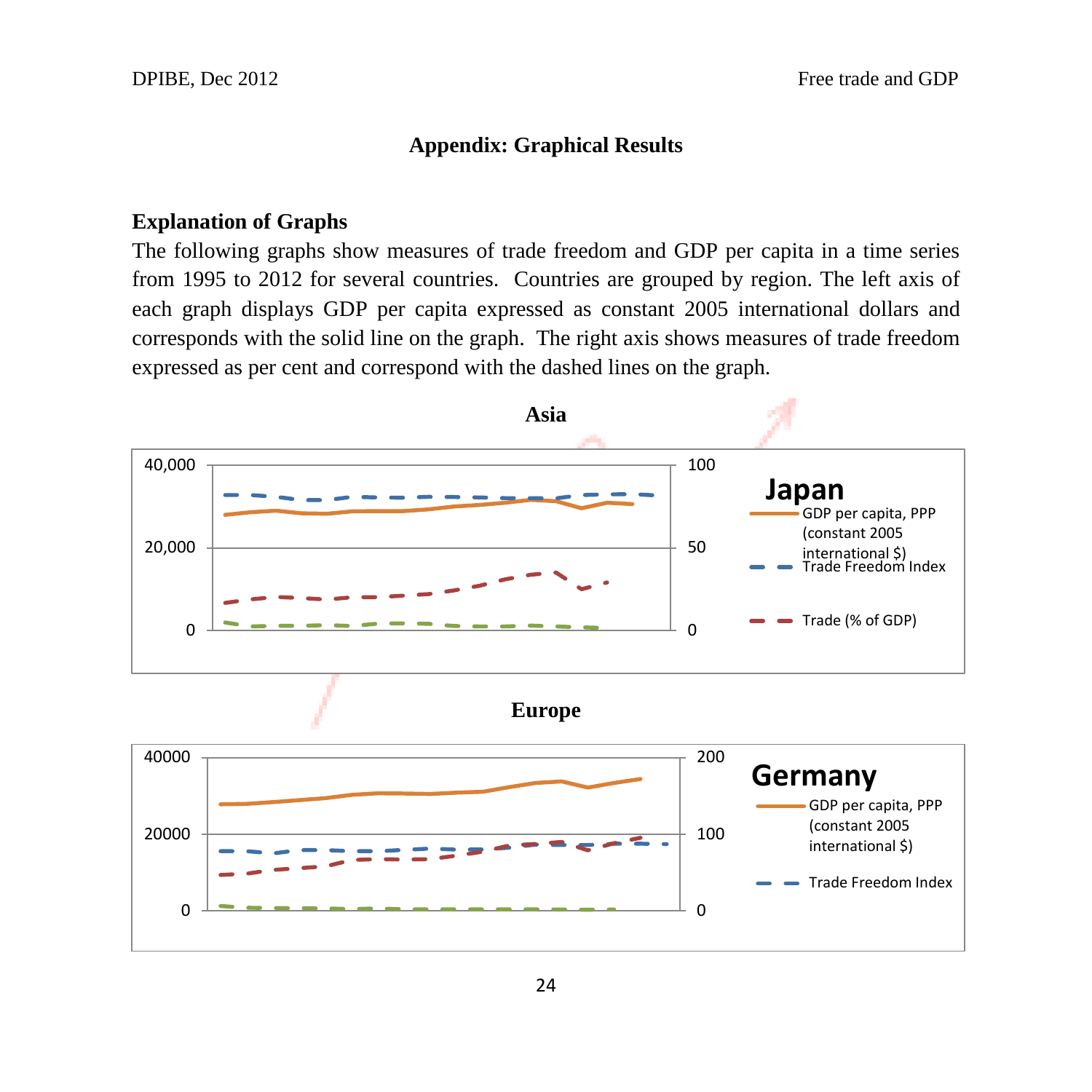## Appendix: Graphical Results

### Explanation of Graphs

The following graphs show measures of trade freedom and GDP per capita in a time series from 1995 to 2012 for several countries. Countries are grouped by region. The left axis of each graph displays GDP per capita expressed as constant 2005 international dollars and corresponds with the solid line on the graph. The right axis shows measures of trade freedom expressed as per cent and correspond with the dashed lines on the graph.

**Asia**

**Japan**

- GDP per capita, PPP (constant 2005 international $)
- Trade Freedom Index
- Trade (% of GDP)

Left axis: 0, 20,000, 40,000. Right axis: 0, 50, 100.

**Europe**

**Germany**

- GDP per capita, PPP (constant 2005 international $)
- Trade Freedom Index

Left axis: 0, 20000, 40000. Right axis: 0, 100, 200.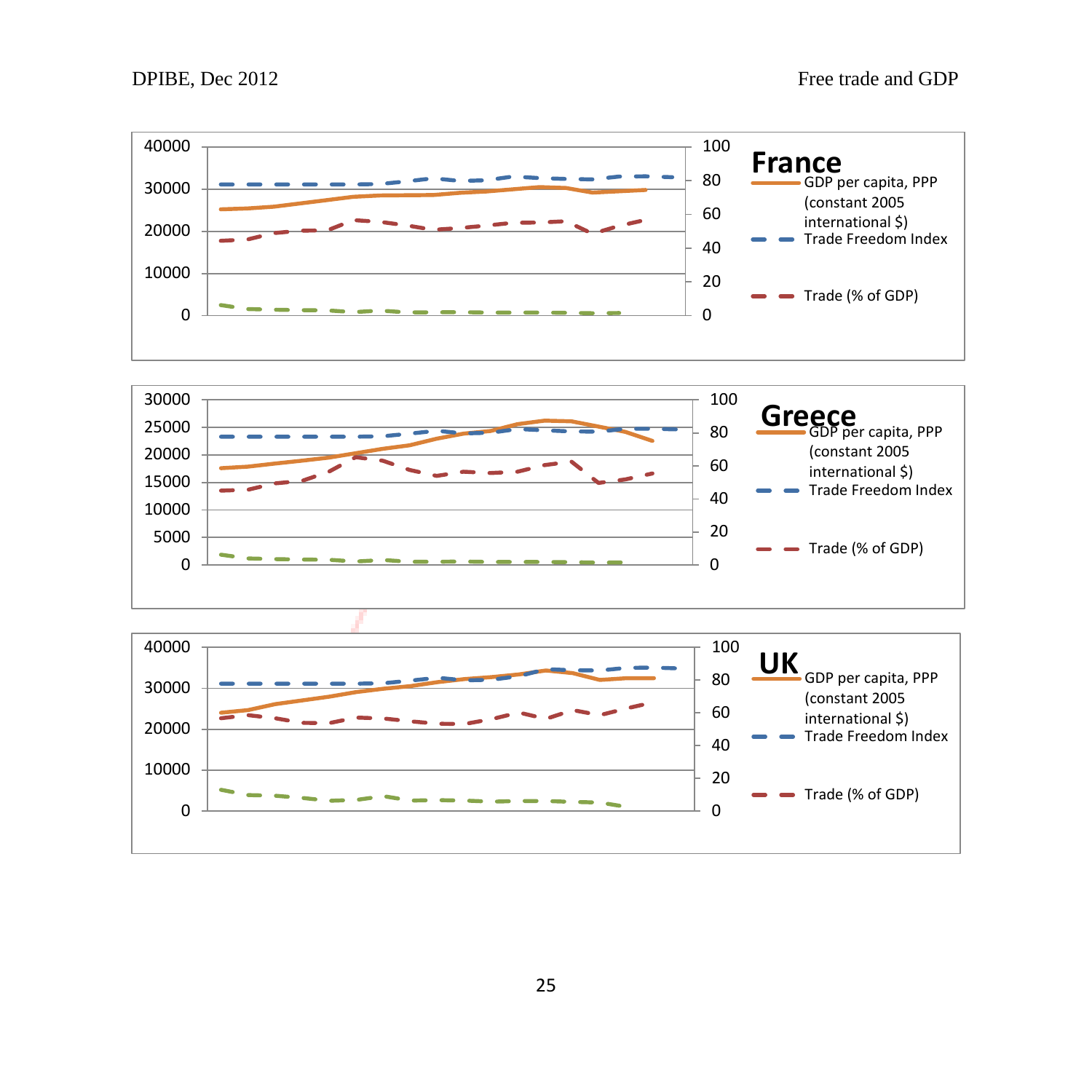France

| | |
|---|---|
| 40000 | 100 |
| 30000 | 80 |
| 20000 | 60 |
| 10000 | 40 |
| 0 | 20 |
| | 0 |

GDP per capita, PPP (constant 2005 international $)
Trade Freedom Index
Trade (% of GDP)

Greece

| | |
|---|---|
| 30000 | 100 |
| 25000 | 80 |
| 20000 | 60 |
| 15000 | 40 |
| 10000 | 20 |
| 5000 | 0 |
| 0 | |

GDP per capita, PPP (constant 2005 international $)
Trade Freedom Index
Trade (% of GDP)

UK

| | |
|---|---|
| 40000 | 100 |
| 30000 | 80 |
| 20000 | 60 |
| 10000 | 40 |
| 0 | 20 |
| | 0 |

GDP per capita, PPP (constant 2005 international $)
Trade Freedom Index
Trade (% of GDP)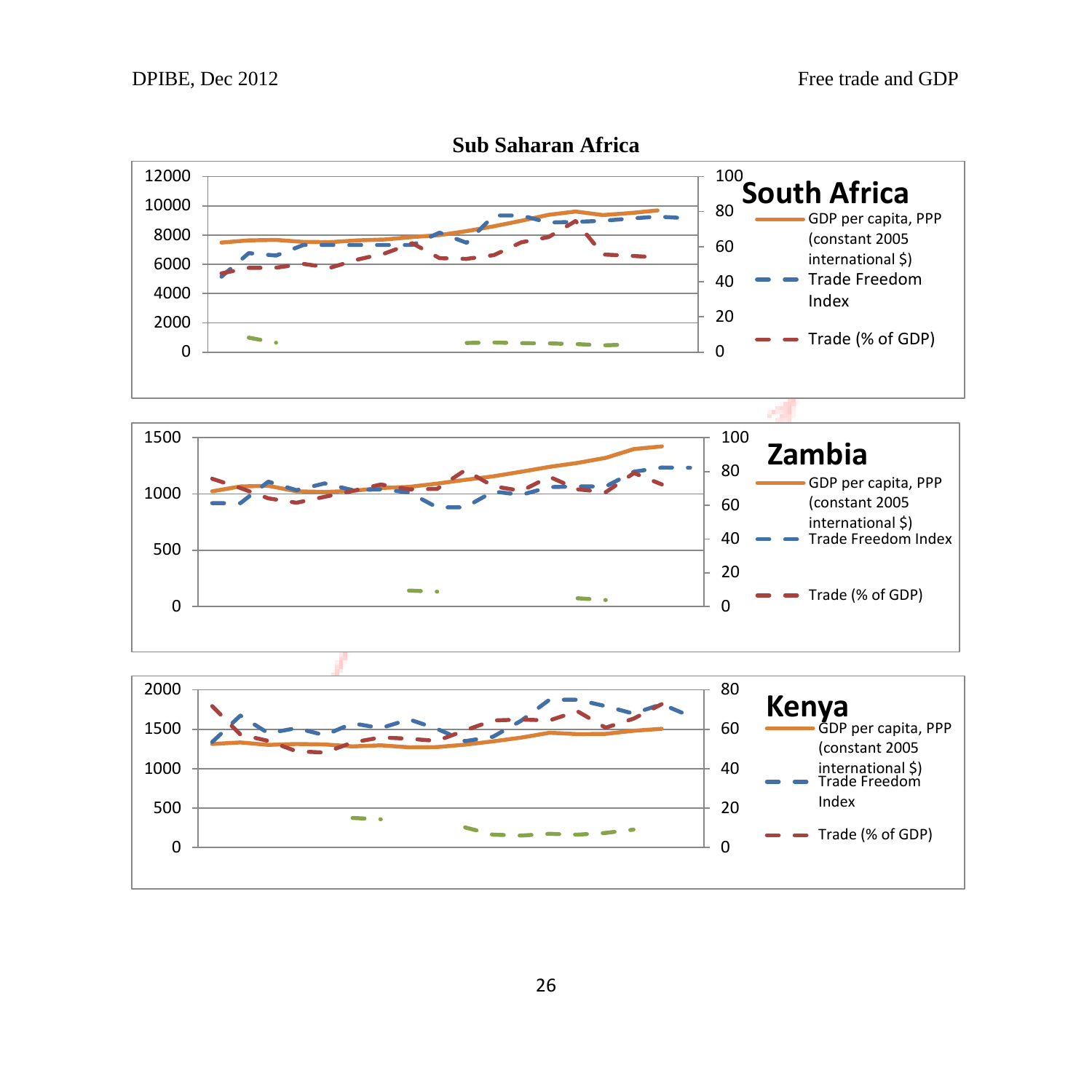## Sub Saharan Africa

**South Africa**

- GDP per capita, PPP (constant 2005 international $)
- Trade Freedom Index
- Trade (% of GDP)

**Zambia**

- GDP per capita, PPP (constant 2005 international $)
- Trade Freedom Index
- Trade (% of GDP)

**Kenya**

- GDP per capita, PPP (constant 2005 international $)
- Trade Freedom Index
- Trade (% of GDP)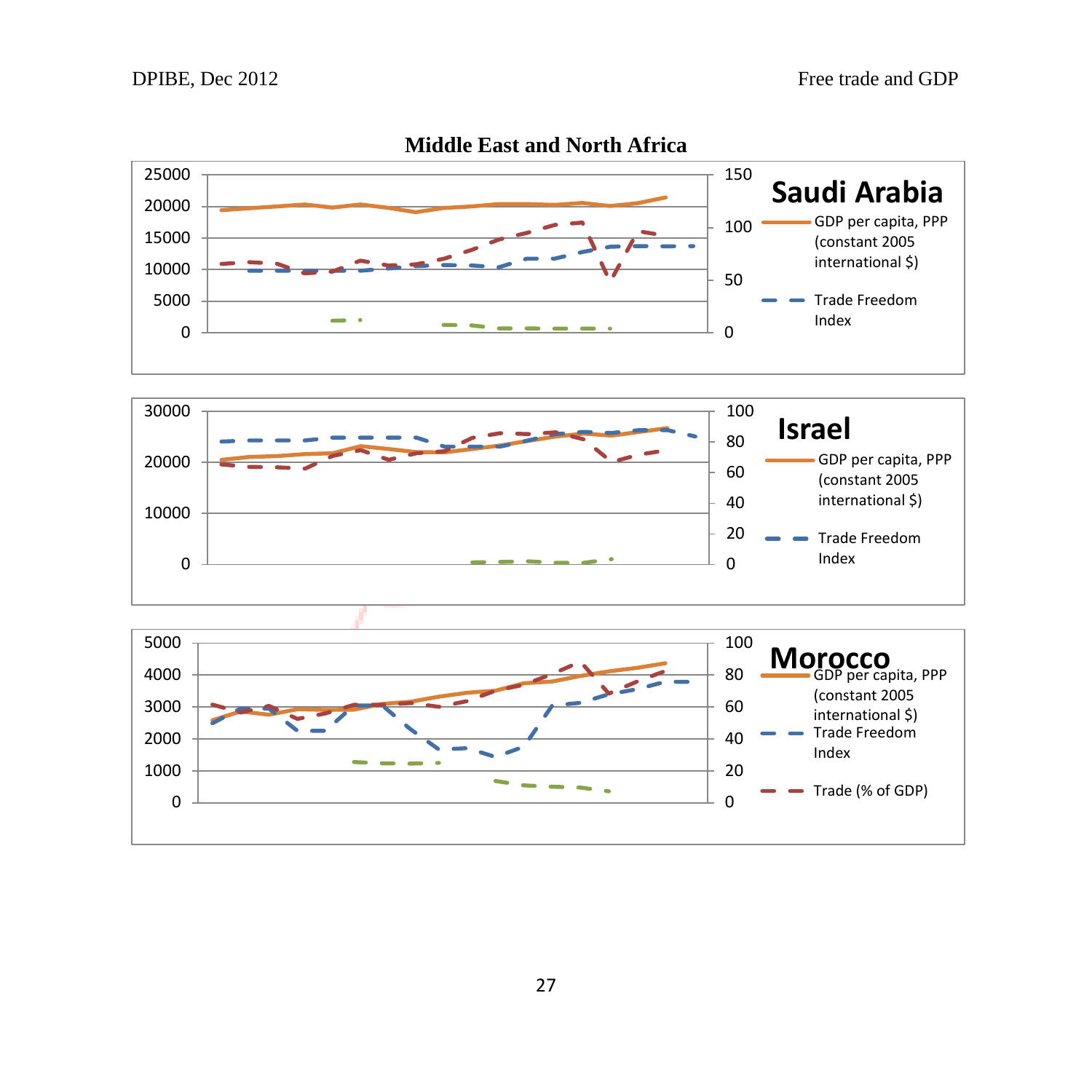**Middle East and North Africa**

**Saudi Arabia**

25000 / 20000 / 15000 / 10000 / 5000 / 0

150 / 100 / 50 / 0

GDP per capita, PPP (constant 2005 international $)

Trade Freedom Index

**Israel**

30000 / 20000 / 10000 / 0

100 / 80 / 60 / 40 / 20 / 0

GDP per capita, PPP (constant 2005 international $)

Trade Freedom Index

**Morocco**

5000 / 4000 / 3000 / 2000 / 1000 / 0

100 / 80 / 60 / 40 / 20 / 0

GDP per capita, PPP (constant 2005 international $)

Trade Freedom Index

Trade (% of GDP)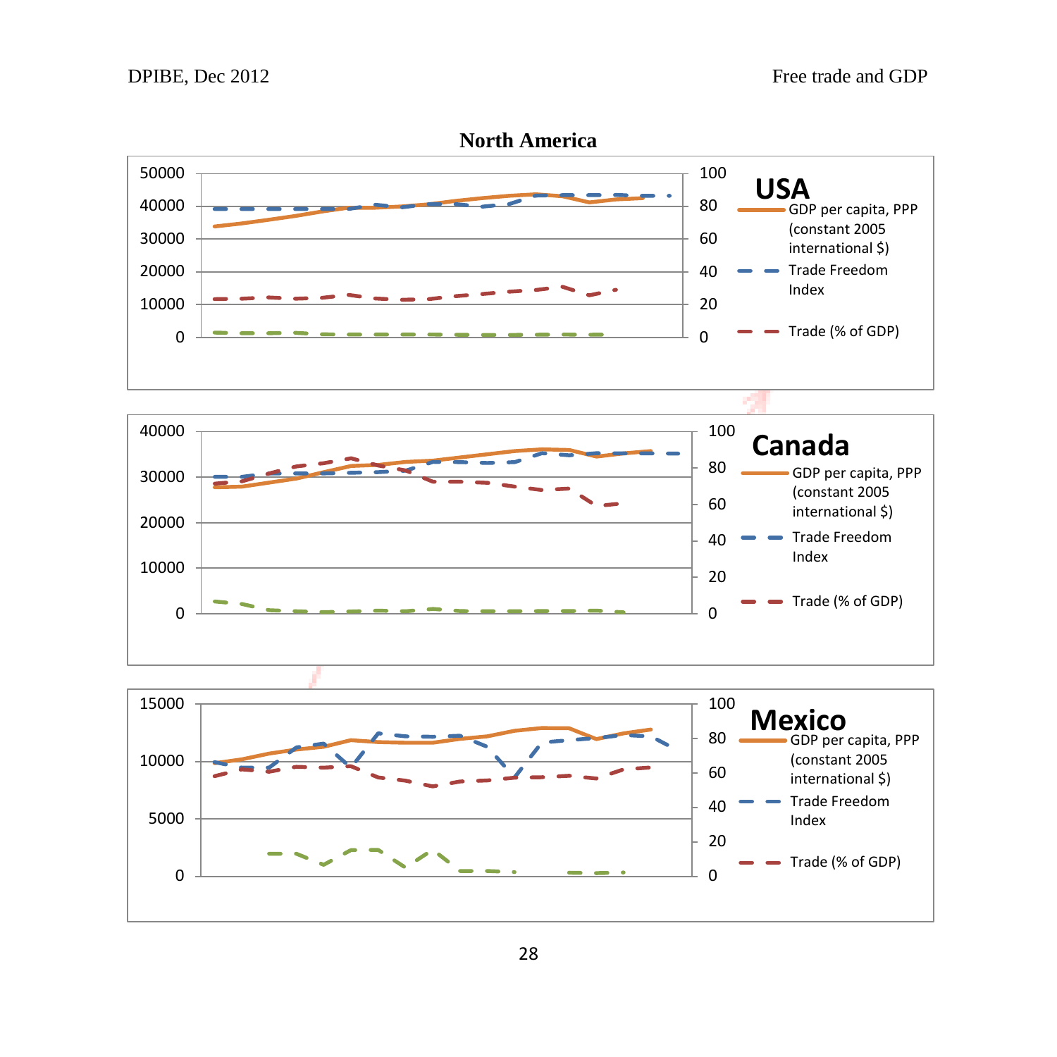**North America**

USA

- GDP per capita, PPP (constant 2005 international $)
- Trade Freedom Index
- Trade (% of GDP)

Canada

- GDP per capita, PPP (constant 2005 international $)
- Trade Freedom Index
- Trade (% of GDP)

Mexico

- GDP per capita, PPP (constant 2005 international $)
- Trade Freedom Index
- Trade (% of GDP)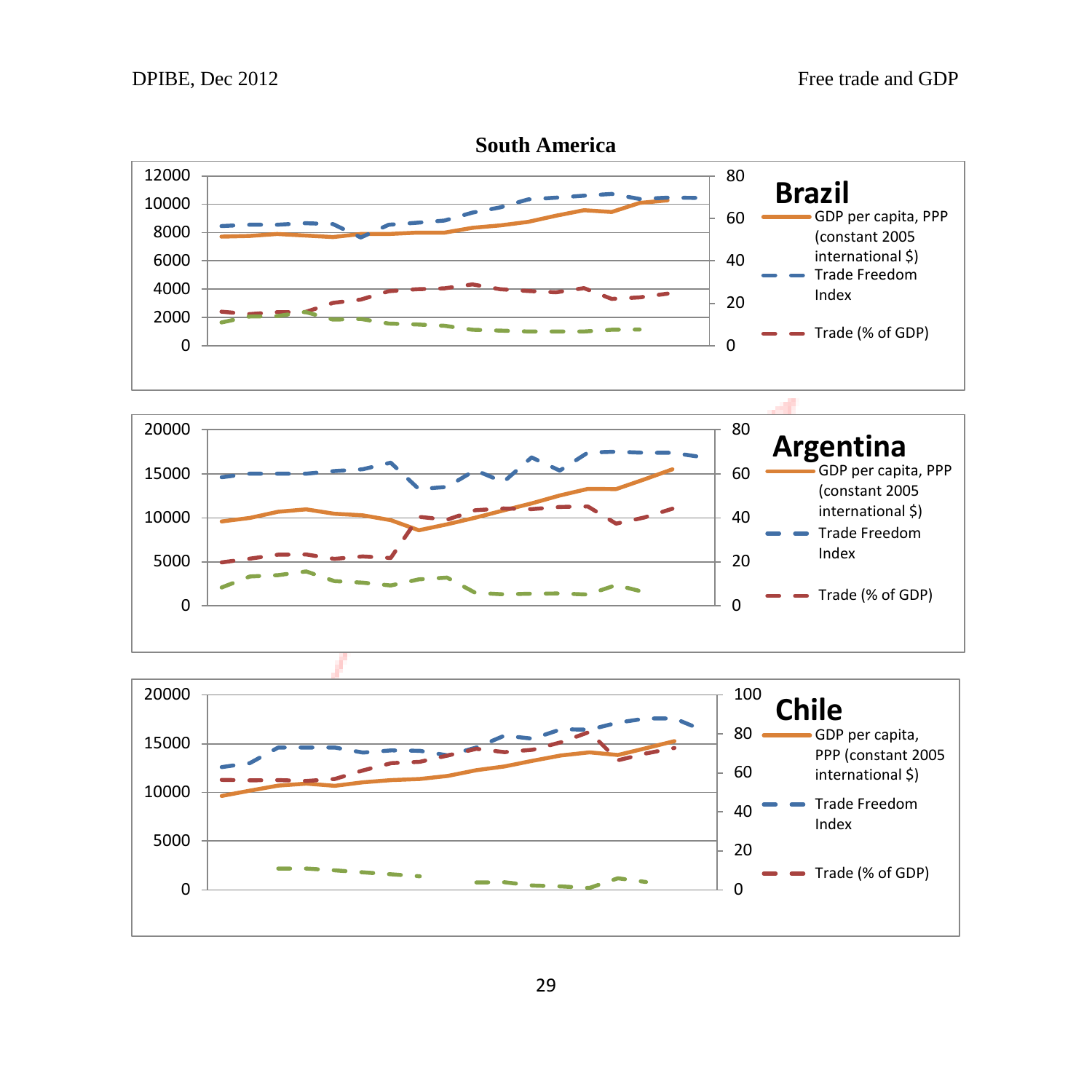**South America**

12000
10000
8000
6000
4000
2000
0

80
60
40
20
0

**Brazil**

GDP per capita, PPP (constant 2005 international $)

Trade Freedom Index

Trade (% of GDP)

20000
15000
10000
5000
0

80
60
40
20
0

**Argentina**

GDP per capita, PPP (constant 2005 international $)

Trade Freedom Index

Trade (% of GDP)

20000
15000
10000
5000
0

100
80
60
40
20
0

**Chile**

GDP per capita, PPP (constant 2005 international $)

Trade Freedom Index

Trade (% of GDP)